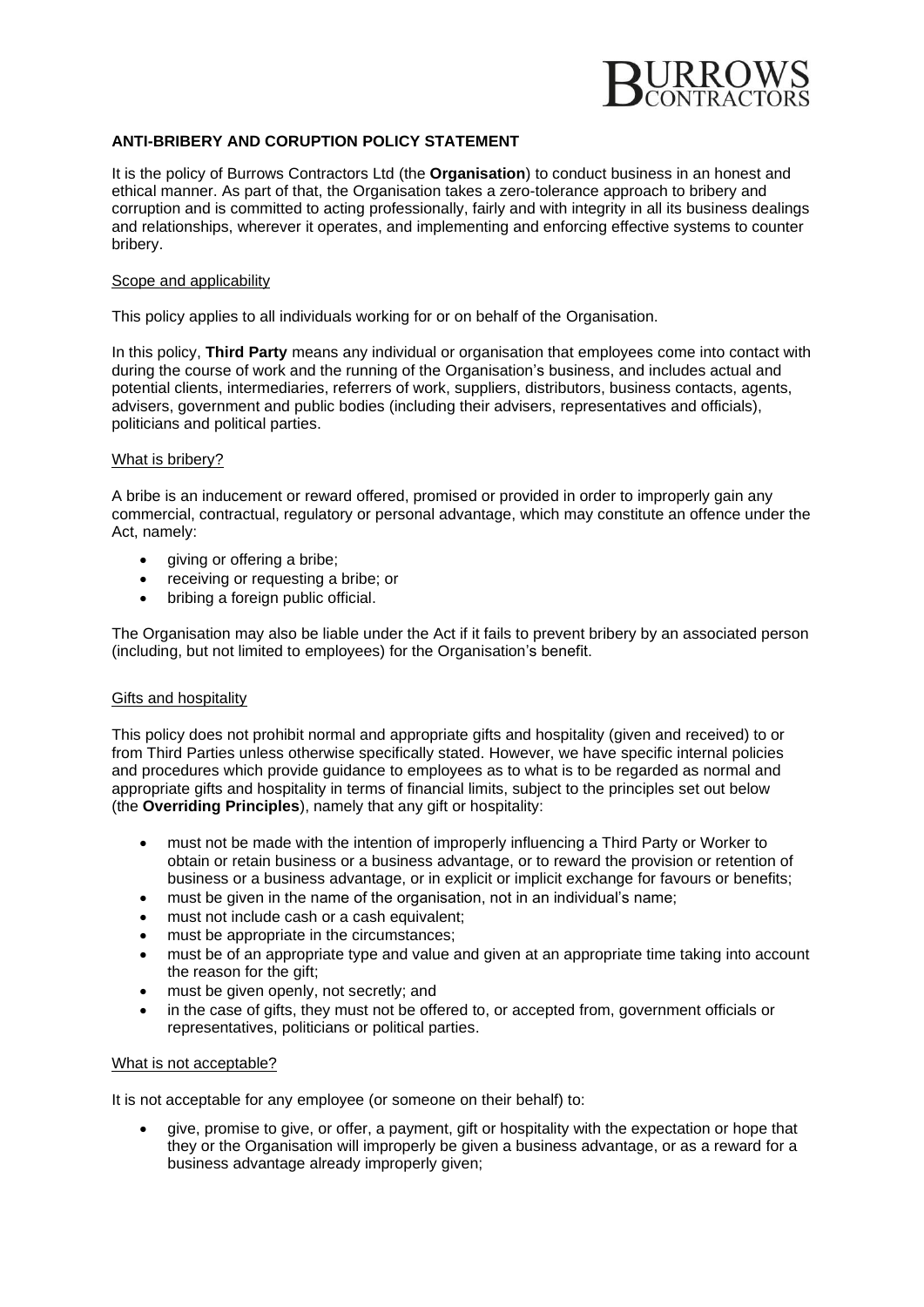# ANTI-BRIBERY AND CORUPTION POLICY STATEMENT

It is the policy of Burrows Contractors Ltd (the **Organisation**) to conduct business in an honest and ethical manner. As part of that, the Organisation takes a zero-tolerance approach to bribery and corruption and is committed to acting professionally, fairly and with integrity in all its business dealings and relationships, wherever it operates, and implementing and enforcing effective systems to counter bribery.

## Scope and applicability

This policy applies to all individuals working for or on behalf of the Organisation.

In this policy, **Third Party** means any individual or organisation that employees come into contact with during the course of work and the running of the Organisation's business, and includes actual and potential clients, intermediaries, referrers of work, suppliers, distributors, business contacts, agents, advisers, government and public bodies (including their advisers, representatives and officials), politicians and political parties.

## What is bribery?

A bribe is an inducement or reward offered, promised or provided in order to improperly gain any commercial, contractual, regulatory or personal advantage, which may constitute an offence under the Act, namely:

- giving or offering a bribe;
- receiving or requesting a bribe; or
- bribing a foreign public official.

The Organisation may also be liable under the Act if it fails to prevent bribery by an associated person (including, but not limited to employees) for the Organisation's benefit.

## Gifts and hospitality

This policy does not prohibit normal and appropriate gifts and hospitality (given and received) to or from Third Parties unless otherwise specifically stated. However, we have specific internal policies and procedures which provide guidance to employees as to what is to be regarded as normal and appropriate gifts and hospitality in terms of financial limits, subject to the principles set out below (the **Overriding Principles**), namely that any gift or hospitality:

- must not be made with the intention of improperly influencing a Third Party or Worker to obtain or retain business or a business advantage, or to reward the provision or retention of business or a business advantage, or in explicit or implicit exchange for favours or benefits;
- must be given in the name of the organisation, not in an individual's name;
- must not include cash or a cash equivalent;
- must be appropriate in the circumstances;
- must be of an appropriate type and value and given at an appropriate time taking into account the reason for the gift;
- must be given openly, not secretly; and
- in the case of gifts, they must not be offered to, or accepted from, government officials or representatives, politicians or political parties.

## What is not acceptable?

It is not acceptable for any employee (or someone on their behalf) to:

- give, promise to give, or offer, a payment, gift or hospitality with the expectation or hope that they or the Organisation will improperly be given a business advantage, or as a reward for a business advantage already improperly given;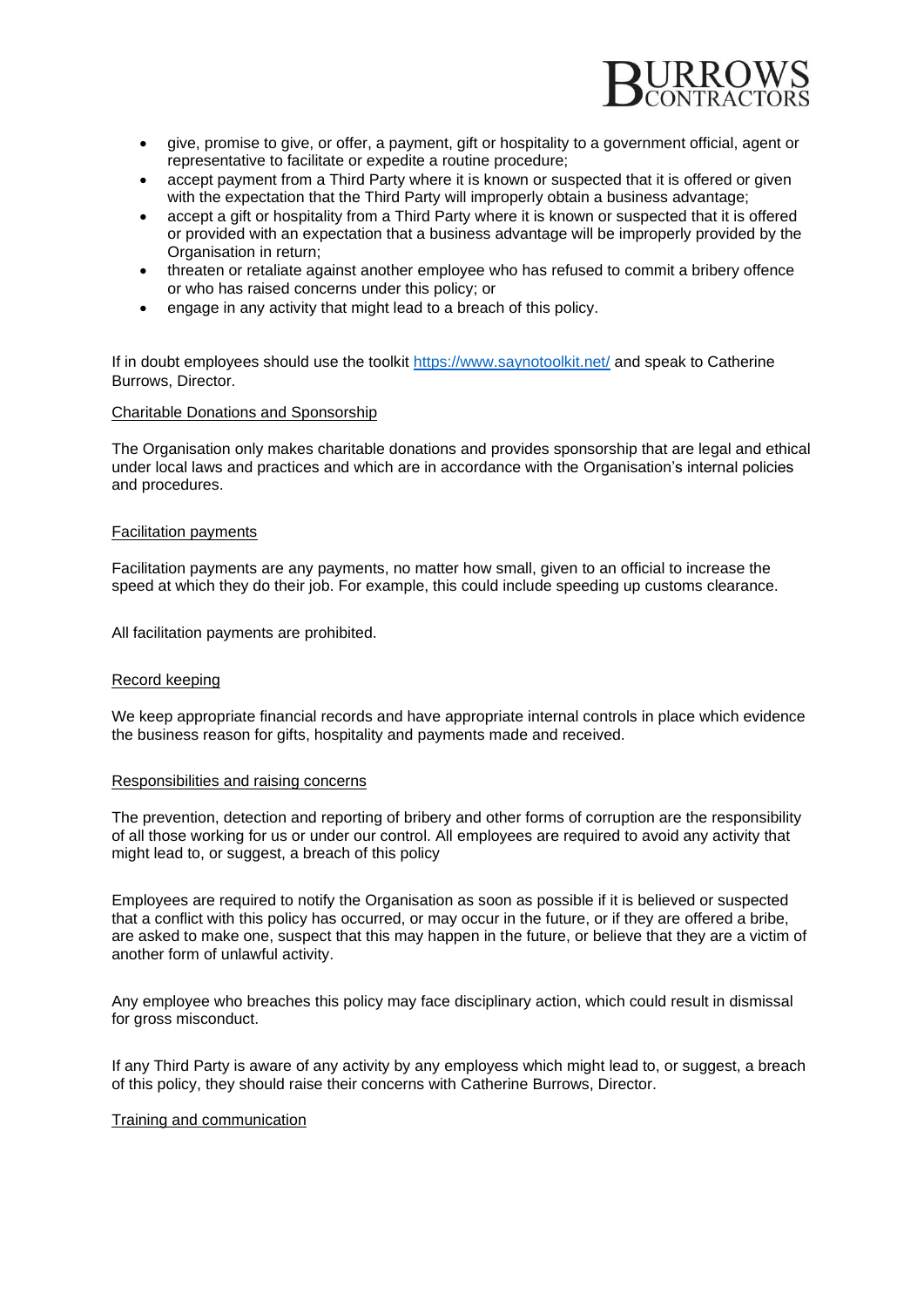- give, promise to give, or offer, a payment, gift or hospitality to a government official, agent or representative to facilitate or expedite a routine procedure;
- accept payment from a Third Party where it is known or suspected that it is offered or given with the expectation that the Third Party will improperly obtain a business advantage;
- accept a gift or hospitality from a Third Party where it is known or suspected that it is offered or provided with an expectation that a business advantage will be improperly provided by the Organisation in return;
- threaten or retaliate against another employee who has refused to commit a bribery offence or who has raised concerns under this policy; or
- engage in any activity that might lead to a breach of this policy.

If in doubt employees should use the toolkit https://www.saynotoolkit.net/ and speak to Catherine Burrows, Director.

Charitable Donations and Sponsorship

The Organisation only makes charitable donations and provides sponsorship that are legal and ethical under local laws and practices and which are in accordance with the Organisation's internal policies and procedures.

Facilitation payments

Facilitation payments are any payments, no matter how small, given to an official to increase the speed at which they do their job. For example, this could include speeding up customs clearance.

All facilitation payments are prohibited.

Record keeping

We keep appropriate financial records and have appropriate internal controls in place which evidence the business reason for gifts, hospitality and payments made and received.

Responsibilities and raising concerns

The prevention, detection and reporting of bribery and other forms of corruption are the responsibility of all those working for us or under our control. All employees are required to avoid any activity that might lead to, or suggest, a breach of this policy

Employees are required to notify the Organisation as soon as possible if it is believed or suspected that a conflict with this policy has occurred, or may occur in the future, or if they are offered a bribe, are asked to make one, suspect that this may happen in the future, or believe that they are a victim of another form of unlawful activity.

Any employee who breaches this policy may face disciplinary action, which could result in dismissal for gross misconduct.

If any Third Party is aware of any activity by any employess which might lead to, or suggest, a breach of this policy, they should raise their concerns with Catherine Burrows, Director.

Training and communication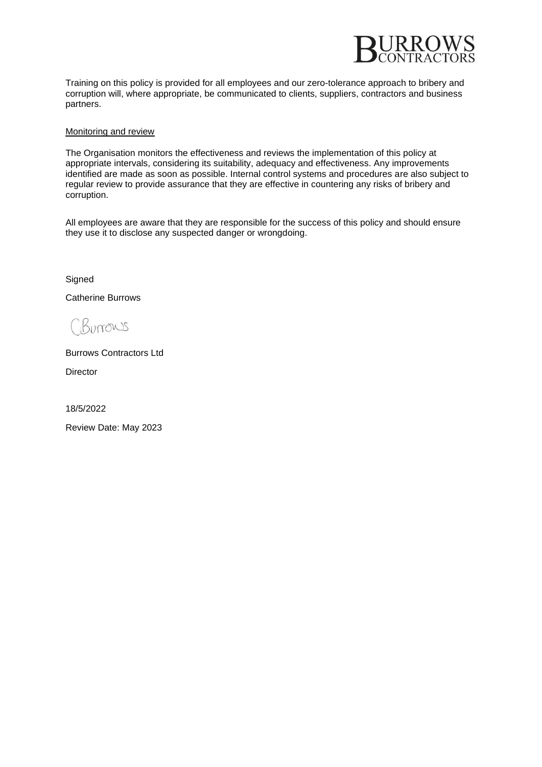Training on this policy is provided for all employees and our zero-tolerance approach to bribery and corruption will, where appropriate, be communicated to clients, suppliers, contractors and business partners.

Monitoring and review

The Organisation monitors the effectiveness and reviews the implementation of this policy at appropriate intervals, considering its suitability, adequacy and effectiveness. Any improvements identified are made as soon as possible. Internal control systems and procedures are also subject to regular review to provide assurance that they are effective in countering any risks of bribery and corruption.

All employees are aware that they are responsible for the success of this policy and should ensure they use it to disclose any suspected danger or wrongdoing.

Signed

Catherine Burrows

C Burrows

Burrows Contractors Ltd

Director

18/5/2022

Review Date: May 2023